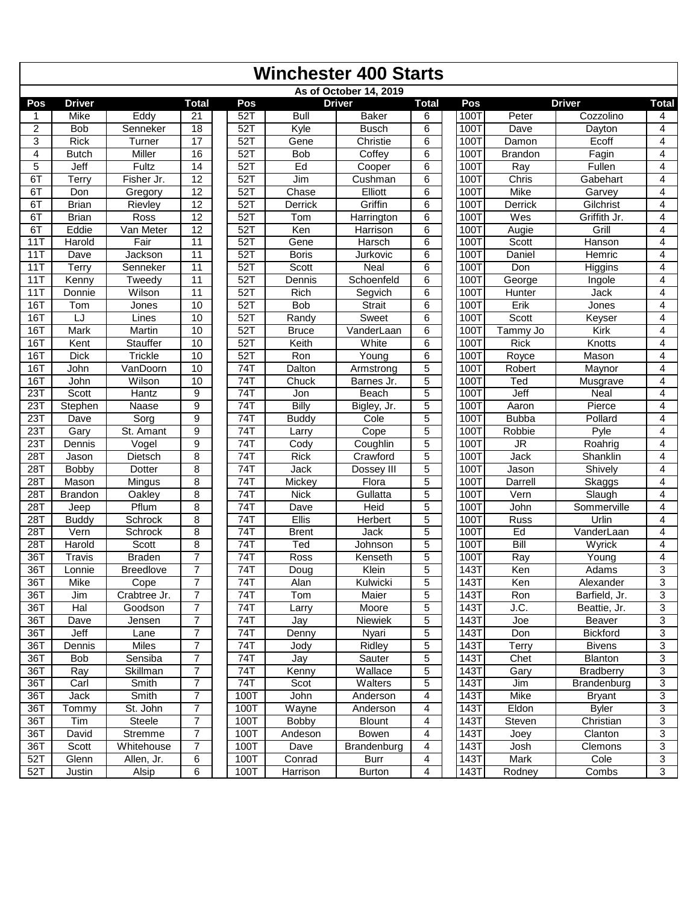# Winchester 400 Starts

As of October 14, 2019

| Pos | Driver | | Total | Pos | Driver | | Total | Pos | Driver | | Total |
|---|---|---|---|---|---|---|---|---|---|---|---|
| 1 | Mike | Eddy | 21 | 52T | Bull | Baker | 6 | 100T | Peter | Cozzolino | 4 |
| 2 | Bob | Senneker | 18 | 52T | Kyle | Busch | 6 | 100T | Dave | Dayton | 4 |
| 3 | Rick | Turner | 17 | 52T | Gene | Christie | 6 | 100T | Damon | Ecoff | 4 |
| 4 | Butch | Miller | 16 | 52T | Bob | Coffey | 6 | 100T | Brandon | Fagin | 4 |
| 5 | Jeff | Fultz | 14 | 52T | Ed | Cooper | 6 | 100T | Ray | Fullen | 4 |
| 6T | Terry | Fisher Jr. | 12 | 52T | Jim | Cushman | 6 | 100T | Chris | Gabehart | 4 |
| 6T | Don | Gregory | 12 | 52T | Chase | Elliott | 6 | 100T | Mike | Garvey | 4 |
| 6T | Brian | Rievley | 12 | 52T | Derrick | Griffin | 6 | 100T | Derrick | Gilchrist | 4 |
| 6T | Brian | Ross | 12 | 52T | Tom | Harrington | 6 | 100T | Wes | Griffith Jr. | 4 |
| 6T | Eddie | Van Meter | 12 | 52T | Ken | Harrison | 6 | 100T | Augie | Grill | 4 |
| 11T | Harold | Fair | 11 | 52T | Gene | Harsch | 6 | 100T | Scott | Hanson | 4 |
| 11T | Dave | Jackson | 11 | 52T | Boris | Jurkovic | 6 | 100T | Daniel | Hemric | 4 |
| 11T | Terry | Senneker | 11 | 52T | Scott | Neal | 6 | 100T | Don | Higgins | 4 |
| 11T | Kenny | Tweedy | 11 | 52T | Dennis | Schoenfeld | 6 | 100T | George | Ingole | 4 |
| 11T | Donnie | Wilson | 11 | 52T | Rich | Segvich | 6 | 100T | Hunter | Jack | 4 |
| 16T | Tom | Jones | 10 | 52T | Bob | Strait | 6 | 100T | Erik | Jones | 4 |
| 16T | LJ | Lines | 10 | 52T | Randy | Sweet | 6 | 100T | Scott | Keyser | 4 |
| 16T | Mark | Martin | 10 | 52T | Bruce | VanderLaan | 6 | 100T | Tammy Jo | Kirk | 4 |
| 16T | Kent | Stauffer | 10 | 52T | Keith | White | 6 | 100T | Rick | Knotts | 4 |
| 16T | Dick | Trickle | 10 | 52T | Ron | Young | 6 | 100T | Royce | Mason | 4 |
| 16T | John | VanDoorn | 10 | 74T | Dalton | Armstrong | 5 | 100T | Robert | Maynor | 4 |
| 16T | John | Wilson | 10 | 74T | Chuck | Barnes Jr. | 5 | 100T | Ted | Musgrave | 4 |
| 23T | Scott | Hantz | 9 | 74T | Jon | Beach | 5 | 100T | Jeff | Neal | 4 |
| 23T | Stephen | Naase | 9 | 74T | Billy | Bigley, Jr. | 5 | 100T | Aaron | Pierce | 4 |
| 23T | Dave | Sorg | 9 | 74T | Buddy | Cole | 5 | 100T | Bubba | Pollard | 4 |
| 23T | Gary | St. Amant | 9 | 74T | Larry | Cope | 5 | 100T | Robbie | Pyle | 4 |
| 23T | Dennis | Vogel | 9 | 74T | Cody | Coughlin | 5 | 100T | JR | Roahrig | 4 |
| 28T | Jason | Dietsch | 8 | 74T | Rick | Crawford | 5 | 100T | Jack | Shanklin | 4 |
| 28T | Bobby | Dotter | 8 | 74T | Jack | Dossey III | 5 | 100T | Jason | Shively | 4 |
| 28T | Mason | Mingus | 8 | 74T | Mickey | Flora | 5 | 100T | Darrell | Skaggs | 4 |
| 28T | Brandon | Oakley | 8 | 74T | Nick | Gullatta | 5 | 100T | Vern | Slaugh | 4 |
| 28T | Jeep | Pflum | 8 | 74T | Dave | Heid | 5 | 100T | John | Sommerville | 4 |
| 28T | Buddy | Schrock | 8 | 74T | Ellis | Herbert | 5 | 100T | Russ | Urlin | 4 |
| 28T | Vern | Schrock | 8 | 74T | Brent | Jack | 5 | 100T | Ed | VanderLaan | 4 |
| 28T | Harold | Scott | 8 | 74T | Ted | Johnson | 5 | 100T | Bill | Wyrick | 4 |
| 36T | Travis | Braden | 7 | 74T | Ross | Kenseth | 5 | 100T | Ray | Young | 4 |
| 36T | Lonnie | Breedlove | 7 | 74T | Doug | Klein | 5 | 143T | Ken | Adams | 3 |
| 36T | Mike | Cope | 7 | 74T | Alan | Kulwicki | 5 | 143T | Ken | Alexander | 3 |
| 36T | Jim | Crabtree Jr. | 7 | 74T | Tom | Maier | 5 | 143T | Ron | Barfield, Jr. | 3 |
| 36T | Hal | Goodson | 7 | 74T | Larry | Moore | 5 | 143T | J.C. | Beattie, Jr. | 3 |
| 36T | Dave | Jensen | 7 | 74T | Jay | Niewiek | 5 | 143T | Joe | Beaver | 3 |
| 36T | Jeff | Lane | 7 | 74T | Denny | Nyari | 5 | 143T | Don | Bickford | 3 |
| 36T | Dennis | Miles | 7 | 74T | Jody | Ridley | 5 | 143T | Terry | Bivens | 3 |
| 36T | Bob | Sensiba | 7 | 74T | Jay | Sauter | 5 | 143T | Chet | Blanton | 3 |
| 36T | Ray | Skillman | 7 | 74T | Kenny | Wallace | 5 | 143T | Gary | Bradberry | 3 |
| 36T | Carl | Smith | 7 | 74T | Scot | Walters | 5 | 143T | Jim | Brandenburg | 3 |
| 36T | Jack | Smith | 7 | 100T | John | Anderson | 4 | 143T | Mike | Bryant | 3 |
| 36T | Tommy | St. John | 7 | 100T | Wayne | Anderson | 4 | 143T | Eldon | Byler | 3 |
| 36T | Tim | Steele | 7 | 100T | Bobby | Blount | 4 | 143T | Steven | Christian | 3 |
| 36T | David | Stremme | 7 | 100T | Andeson | Bowen | 4 | 143T | Joey | Clanton | 3 |
| 36T | Scott | Whitehouse | 7 | 100T | Dave | Brandenburg | 4 | 143T | Josh | Clemons | 3 |
| 52T | Glenn | Allen, Jr. | 6 | 100T | Conrad | Burr | 4 | 143T | Mark | Cole | 3 |
| 52T | Justin | Alsip | 6 | 100T | Harrison | Burton | 4 | 143T | Rodney | Combs | 3 |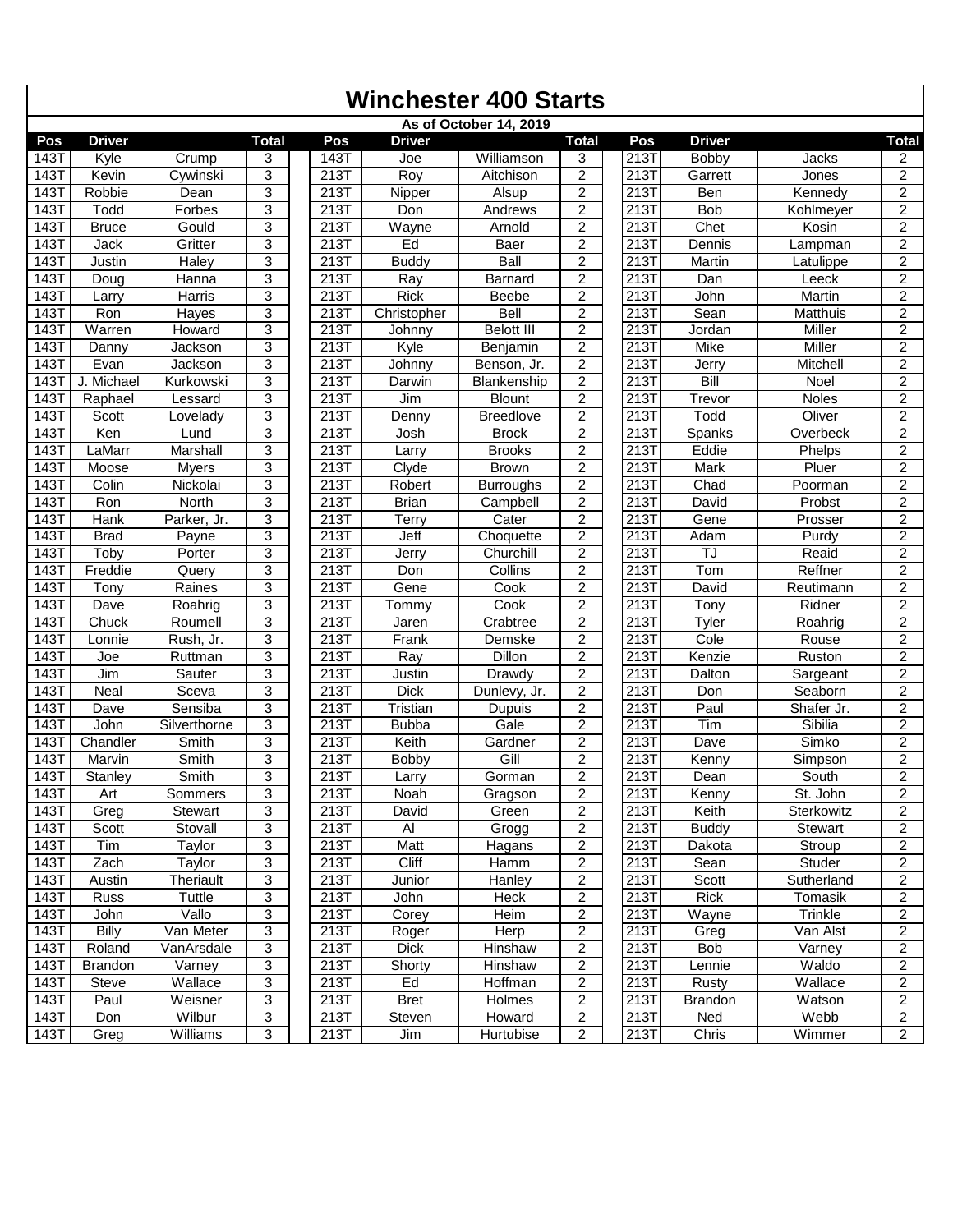# Winchester 400 Starts

As of October 14, 2019

| Pos | Driver | | Total | Pos | Driver | | Total | Pos | Driver | | Total |
|---|---|---|---|---|---|---|---|---|---|---|---|
| 143T | Kyle | Crump | 3 | 143T | Joe | Williamson | 3 | 213T | Bobby | Jacks | 2 |
| 143T | Kevin | Cywinski | 3 | 213T | Roy | Aitchison | 2 | 213T | Garrett | Jones | 2 |
| 143T | Robbie | Dean | 3 | 213T | Nipper | Alsup | 2 | 213T | Ben | Kennedy | 2 |
| 143T | Todd | Forbes | 3 | 213T | Don | Andrews | 2 | 213T | Bob | Kohlmeyer | 2 |
| 143T | Bruce | Gould | 3 | 213T | Wayne | Arnold | 2 | 213T | Chet | Kosin | 2 |
| 143T | Jack | Gritter | 3 | 213T | Ed | Baer | 2 | 213T | Dennis | Lampman | 2 |
| 143T | Justin | Haley | 3 | 213T | Buddy | Ball | 2 | 213T | Martin | Latulippe | 2 |
| 143T | Doug | Hanna | 3 | 213T | Ray | Barnard | 2 | 213T | Dan | Leeck | 2 |
| 143T | Larry | Harris | 3 | 213T | Rick | Beebe | 2 | 213T | John | Martin | 2 |
| 143T | Ron | Hayes | 3 | 213T | Christopher | Bell | 2 | 213T | Sean | Matthuis | 2 |
| 143T | Warren | Howard | 3 | 213T | Johnny | Belott III | 2 | 213T | Jordan | Miller | 2 |
| 143T | Danny | Jackson | 3 | 213T | Kyle | Benjamin | 2 | 213T | Mike | Miller | 2 |
| 143T | Evan | Jackson | 3 | 213T | Johnny | Benson, Jr. | 2 | 213T | Jerry | Mitchell | 2 |
| 143T | J. Michael | Kurkowski | 3 | 213T | Darwin | Blankenship | 2 | 213T | Bill | Noel | 2 |
| 143T | Raphael | Lessard | 3 | 213T | Jim | Blount | 2 | 213T | Trevor | Noles | 2 |
| 143T | Scott | Lovelady | 3 | 213T | Denny | Breedlove | 2 | 213T | Todd | Oliver | 2 |
| 143T | Ken | Lund | 3 | 213T | Josh | Brock | 2 | 213T | Spanks | Overbeck | 2 |
| 143T | LaMarr | Marshall | 3 | 213T | Larry | Brooks | 2 | 213T | Eddie | Phelps | 2 |
| 143T | Moose | Myers | 3 | 213T | Clyde | Brown | 2 | 213T | Mark | Pluer | 2 |
| 143T | Colin | Nickolai | 3 | 213T | Robert | Burroughs | 2 | 213T | Chad | Poorman | 2 |
| 143T | Ron | North | 3 | 213T | Brian | Campbell | 2 | 213T | David | Probst | 2 |
| 143T | Hank | Parker, Jr. | 3 | 213T | Terry | Cater | 2 | 213T | Gene | Prosser | 2 |
| 143T | Brad | Payne | 3 | 213T | Jeff | Choquette | 2 | 213T | Adam | Purdy | 2 |
| 143T | Toby | Porter | 3 | 213T | Jerry | Churchill | 2 | 213T | TJ | Reaid | 2 |
| 143T | Freddie | Query | 3 | 213T | Don | Collins | 2 | 213T | Tom | Reffner | 2 |
| 143T | Tony | Raines | 3 | 213T | Gene | Cook | 2 | 213T | David | Reutimann | 2 |
| 143T | Dave | Roahrig | 3 | 213T | Tommy | Cook | 2 | 213T | Tony | Ridner | 2 |
| 143T | Chuck | Roumell | 3 | 213T | Jaren | Crabtree | 2 | 213T | Tyler | Roahrig | 2 |
| 143T | Lonnie | Rush, Jr. | 3 | 213T | Frank | Demske | 2 | 213T | Cole | Rouse | 2 |
| 143T | Joe | Ruttman | 3 | 213T | Ray | Dillon | 2 | 213T | Kenzie | Ruston | 2 |
| 143T | Jim | Sauter | 3 | 213T | Justin | Drawdy | 2 | 213T | Dalton | Sargeant | 2 |
| 143T | Neal | Sceva | 3 | 213T | Dick | Dunlevy, Jr. | 2 | 213T | Don | Seaborn | 2 |
| 143T | Dave | Sensiba | 3 | 213T | Tristian | Dupuis | 2 | 213T | Paul | Shafer Jr. | 2 |
| 143T | John | Silverthorne | 3 | 213T | Bubba | Gale | 2 | 213T | Tim | Sibilia | 2 |
| 143T | Chandler | Smith | 3 | 213T | Keith | Gardner | 2 | 213T | Dave | Simko | 2 |
| 143T | Marvin | Smith | 3 | 213T | Bobby | Gill | 2 | 213T | Kenny | Simpson | 2 |
| 143T | Stanley | Smith | 3 | 213T | Larry | Gorman | 2 | 213T | Dean | South | 2 |
| 143T | Art | Sommers | 3 | 213T | Noah | Gragson | 2 | 213T | Kenny | St. John | 2 |
| 143T | Greg | Stewart | 3 | 213T | David | Green | 2 | 213T | Keith | Sterkowitz | 2 |
| 143T | Scott | Stovall | 3 | 213T | Al | Grogg | 2 | 213T | Buddy | Stewart | 2 |
| 143T | Tim | Taylor | 3 | 213T | Matt | Hagans | 2 | 213T | Dakota | Stroup | 2 |
| 143T | Zach | Taylor | 3 | 213T | Cliff | Hamm | 2 | 213T | Sean | Studer | 2 |
| 143T | Austin | Theriault | 3 | 213T | Junior | Hanley | 2 | 213T | Scott | Sutherland | 2 |
| 143T | Russ | Tuttle | 3 | 213T | John | Heck | 2 | 213T | Rick | Tomasik | 2 |
| 143T | John | Vallo | 3 | 213T | Corey | Heim | 2 | 213T | Wayne | Trinkle | 2 |
| 143T | Billy | Van Meter | 3 | 213T | Roger | Herp | 2 | 213T | Greg | Van Alst | 2 |
| 143T | Roland | VanArsdale | 3 | 213T | Dick | Hinshaw | 2 | 213T | Bob | Varney | 2 |
| 143T | Brandon | Varney | 3 | 213T | Shorty | Hinshaw | 2 | 213T | Lennie | Waldo | 2 |
| 143T | Steve | Wallace | 3 | 213T | Ed | Hoffman | 2 | 213T | Rusty | Wallace | 2 |
| 143T | Paul | Weisner | 3 | 213T | Bret | Holmes | 2 | 213T | Brandon | Watson | 2 |
| 143T | Don | Wilbur | 3 | 213T | Steven | Howard | 2 | 213T | Ned | Webb | 2 |
| 143T | Greg | Williams | 3 | 213T | Jim | Hurtubise | 2 | 213T | Chris | Wimmer | 2 |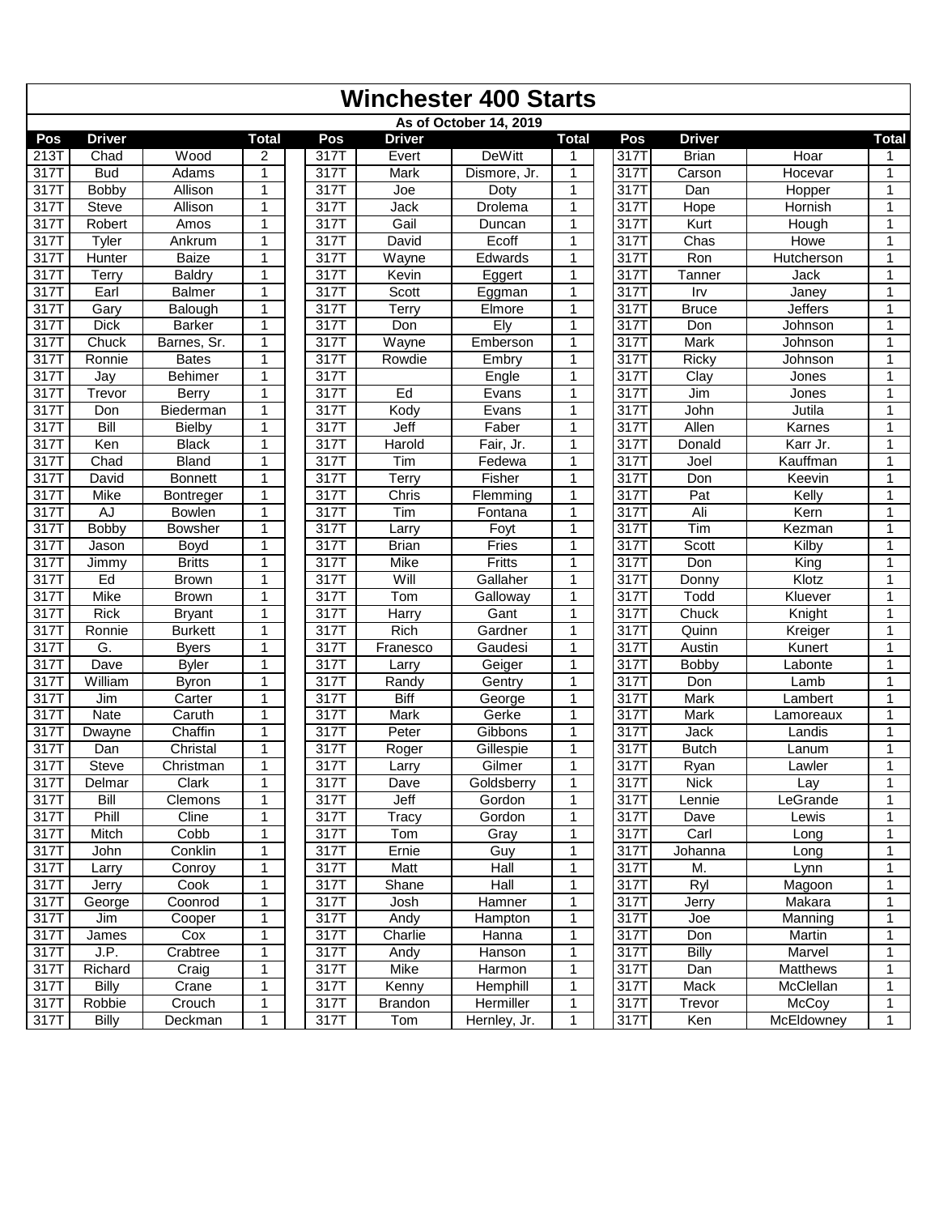# Winchester 400 Starts

### As of October 14, 2019

| Pos | Driver | | Total | | Pos | Driver | | Total | | Pos | Driver | | Total |
|---|---|---|---|---|---|---|---|---|---|---|---|---|---|
| 213T | Chad | Wood | 2 | | 317T | Evert | DeWitt | 1 | | 317T | Brian | Hoar | 1 |
| 317T | Bud | Adams | 1 | | 317T | Mark | Dismore, Jr. | 1 | | 317T | Carson | Hocevar | 1 |
| 317T | Bobby | Allison | 1 | | 317T | Joe | Doty | 1 | | 317T | Dan | Hopper | 1 |
| 317T | Steve | Allison | 1 | | 317T | Jack | Drolema | 1 | | 317T | Hope | Hornish | 1 |
| 317T | Robert | Amos | 1 | | 317T | Gail | Duncan | 1 | | 317T | Kurt | Hough | 1 |
| 317T | Tyler | Ankrum | 1 | | 317T | David | Ecoff | 1 | | 317T | Chas | Howe | 1 |
| 317T | Hunter | Baize | 1 | | 317T | Wayne | Edwards | 1 | | 317T | Ron | Hutcherson | 1 |
| 317T | Terry | Baldry | 1 | | 317T | Kevin | Eggert | 1 | | 317T | Tanner | Jack | 1 |
| 317T | Earl | Balmer | 1 | | 317T | Scott | Eggman | 1 | | 317T | Irv | Janey | 1 |
| 317T | Gary | Balough | 1 | | 317T | Terry | Elmore | 1 | | 317T | Bruce | Jeffers | 1 |
| 317T | Dick | Barker | 1 | | 317T | Don | Ely | 1 | | 317T | Don | Johnson | 1 |
| 317T | Chuck | Barnes, Sr. | 1 | | 317T | Wayne | Emberson | 1 | | 317T | Mark | Johnson | 1 |
| 317T | Ronnie | Bates | 1 | | 317T | Rowdie | Embry | 1 | | 317T | Ricky | Johnson | 1 |
| 317T | Jay | Behimer | 1 | | 317T | | Engle | 1 | | 317T | Clay | Jones | 1 |
| 317T | Trevor | Berry | 1 | | 317T | Ed | Evans | 1 | | 317T | Jim | Jones | 1 |
| 317T | Don | Biederman | 1 | | 317T | Kody | Evans | 1 | | 317T | John | Jutila | 1 |
| 317T | Bill | Bielby | 1 | | 317T | Jeff | Faber | 1 | | 317T | Allen | Karnes | 1 |
| 317T | Ken | Black | 1 | | 317T | Harold | Fair, Jr. | 1 | | 317T | Donald | Karr Jr. | 1 |
| 317T | Chad | Bland | 1 | | 317T | Tim | Fedewa | 1 | | 317T | Joel | Kauffman | 1 |
| 317T | David | Bonnett | 1 | | 317T | Terry | Fisher | 1 | | 317T | Don | Keevin | 1 |
| 317T | Mike | Bontreger | 1 | | 317T | Chris | Flemming | 1 | | 317T | Pat | Kelly | 1 |
| 317T | AJ | Bowlen | 1 | | 317T | Tim | Fontana | 1 | | 317T | Ali | Kern | 1 |
| 317T | Bobby | Bowsher | 1 | | 317T | Larry | Foyt | 1 | | 317T | Tim | Kezman | 1 |
| 317T | Jason | Boyd | 1 | | 317T | Brian | Fries | 1 | | 317T | Scott | Kilby | 1 |
| 317T | Jimmy | Britts | 1 | | 317T | Mike | Fritts | 1 | | 317T | Don | King | 1 |
| 317T | Ed | Brown | 1 | | 317T | Will | Gallaher | 1 | | 317T | Donny | Klotz | 1 |
| 317T | Mike | Brown | 1 | | 317T | Tom | Galloway | 1 | | 317T | Todd | Kluever | 1 |
| 317T | Rick | Bryant | 1 | | 317T | Harry | Gant | 1 | | 317T | Chuck | Knight | 1 |
| 317T | Ronnie | Burkett | 1 | | 317T | Rich | Gardner | 1 | | 317T | Quinn | Kreiger | 1 |
| 317T | G. | Byers | 1 | | 317T | Franesco | Gaudesi | 1 | | 317T | Austin | Kunert | 1 |
| 317T | Dave | Byler | 1 | | 317T | Larry | Geiger | 1 | | 317T | Bobby | Labonte | 1 |
| 317T | William | Byron | 1 | | 317T | Randy | Gentry | 1 | | 317T | Don | Lamb | 1 |
| 317T | Jim | Carter | 1 | | 317T | Biff | George | 1 | | 317T | Mark | Lambert | 1 |
| 317T | Nate | Caruth | 1 | | 317T | Mark | Gerke | 1 | | 317T | Mark | Lamoreaux | 1 |
| 317T | Dwayne | Chaffin | 1 | | 317T | Peter | Gibbons | 1 | | 317T | Jack | Landis | 1 |
| 317T | Dan | Christal | 1 | | 317T | Roger | Gillespie | 1 | | 317T | Butch | Lanum | 1 |
| 317T | Steve | Christman | 1 | | 317T | Larry | Gilmer | 1 | | 317T | Ryan | Lawler | 1 |
| 317T | Delmar | Clark | 1 | | 317T | Dave | Goldsberry | 1 | | 317T | Nick | Lay | 1 |
| 317T | Bill | Clemons | 1 | | 317T | Jeff | Gordon | 1 | | 317T | Lennie | LeGrande | 1 |
| 317T | Phill | Cline | 1 | | 317T | Tracy | Gordon | 1 | | 317T | Dave | Lewis | 1 |
| 317T | Mitch | Cobb | 1 | | 317T | Tom | Gray | 1 | | 317T | Carl | Long | 1 |
| 317T | John | Conklin | 1 | | 317T | Ernie | Guy | 1 | | 317T | Johanna | Long | 1 |
| 317T | Larry | Conroy | 1 | | 317T | Matt | Hall | 1 | | 317T | M. | Lynn | 1 |
| 317T | Jerry | Cook | 1 | | 317T | Shane | Hall | 1 | | 317T | Ryl | Magoon | 1 |
| 317T | George | Coonrod | 1 | | 317T | Josh | Hamner | 1 | | 317T | Jerry | Makara | 1 |
| 317T | Jim | Cooper | 1 | | 317T | Andy | Hampton | 1 | | 317T | Joe | Manning | 1 |
| 317T | James | Cox | 1 | | 317T | Charlie | Hanna | 1 | | 317T | Don | Martin | 1 |
| 317T | J.P. | Crabtree | 1 | | 317T | Andy | Hanson | 1 | | 317T | Billy | Marvel | 1 |
| 317T | Richard | Craig | 1 | | 317T | Mike | Harmon | 1 | | 317T | Dan | Matthews | 1 |
| 317T | Billy | Crane | 1 | | 317T | Kenny | Hemphill | 1 | | 317T | Mack | McClellan | 1 |
| 317T | Robbie | Crouch | 1 | | 317T | Brandon | Hermiller | 1 | | 317T | Trevor | McCoy | 1 |
| 317T | Billy | Deckman | 1 | | 317T | Tom | Hernley, Jr. | 1 | | 317T | Ken | McEldowney | 1 |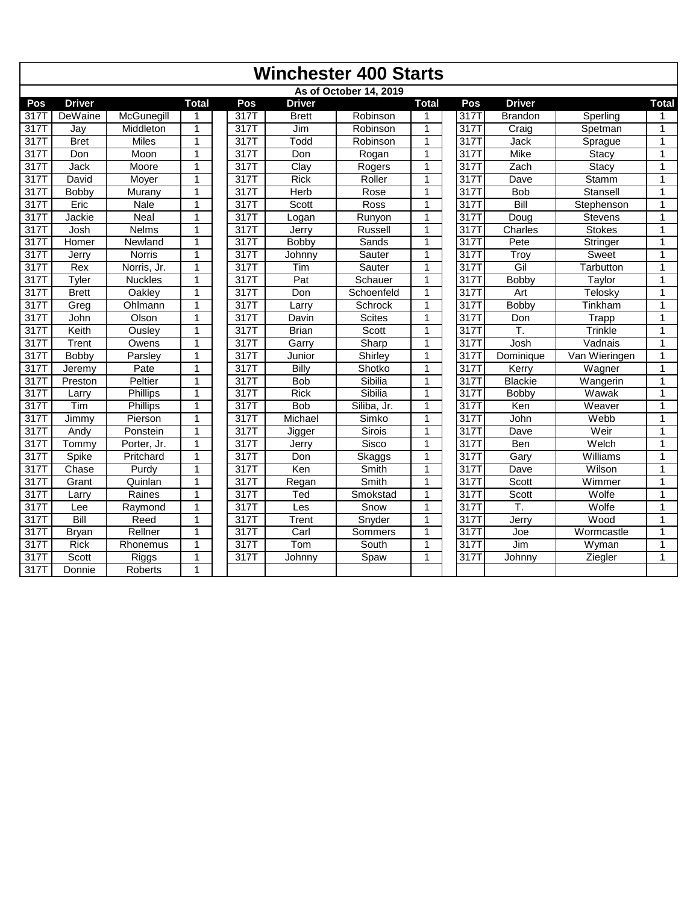# Winchester 400 Starts

As of October 14, 2019

| Pos | Driver | | Total | | Pos | Driver | | Total | | Pos | Driver | | Total |
|---|---|---|---|---|---|---|---|---|---|---|---|---|---|
| 317T | DeWaine | McGunegill | 1 | | 317T | Brett | Robinson | 1 | | 317T | Brandon | Sperling | 1 |
| 317T | Jay | Middleton | 1 | | 317T | Jim | Robinson | 1 | | 317T | Craig | Spetman | 1 |
| 317T | Bret | Miles | 1 | | 317T | Todd | Robinson | 1 | | 317T | Jack | Sprague | 1 |
| 317T | Don | Moon | 1 | | 317T | Don | Rogan | 1 | | 317T | Mike | Stacy | 1 |
| 317T | Jack | Moore | 1 | | 317T | Clay | Rogers | 1 | | 317T | Zach | Stacy | 1 |
| 317T | David | Moyer | 1 | | 317T | Rick | Roller | 1 | | 317T | Dave | Stamm | 1 |
| 317T | Bobby | Murany | 1 | | 317T | Herb | Rose | 1 | | 317T | Bob | Stansell | 1 |
| 317T | Eric | Nale | 1 | | 317T | Scott | Ross | 1 | | 317T | Bill | Stephenson | 1 |
| 317T | Jackie | Neal | 1 | | 317T | Logan | Runyon | 1 | | 317T | Doug | Stevens | 1 |
| 317T | Josh | Nelms | 1 | | 317T | Jerry | Russell | 1 | | 317T | Charles | Stokes | 1 |
| 317T | Homer | Newland | 1 | | 317T | Bobby | Sands | 1 | | 317T | Pete | Stringer | 1 |
| 317T | Jerry | Norris | 1 | | 317T | Johnny | Sauter | 1 | | 317T | Troy | Sweet | 1 |
| 317T | Rex | Norris, Jr. | 1 | | 317T | Tim | Sauter | 1 | | 317T | Gil | Tarbutton | 1 |
| 317T | Tyler | Nuckles | 1 | | 317T | Pat | Schauer | 1 | | 317T | Bobby | Taylor | 1 |
| 317T | Brett | Oakley | 1 | | 317T | Don | Schoenfeld | 1 | | 317T | Art | Telosky | 1 |
| 317T | Greg | Ohlmann | 1 | | 317T | Larry | Schrock | 1 | | 317T | Bobby | Tinkham | 1 |
| 317T | John | Olson | 1 | | 317T | Davin | Scites | 1 | | 317T | Don | Trapp | 1 |
| 317T | Keith | Ousley | 1 | | 317T | Brian | Scott | 1 | | 317T | T. | Trinkle | 1 |
| 317T | Trent | Owens | 1 | | 317T | Garry | Sharp | 1 | | 317T | Josh | Vadnais | 1 |
| 317T | Bobby | Parsley | 1 | | 317T | Junior | Shirley | 1 | | 317T | Dominique | Van Wieringen | 1 |
| 317T | Jeremy | Pate | 1 | | 317T | Billy | Shotko | 1 | | 317T | Kerry | Wagner | 1 |
| 317T | Preston | Peltier | 1 | | 317T | Bob | Sibilia | 1 | | 317T | Blackie | Wangerin | 1 |
| 317T | Larry | Phillips | 1 | | 317T | Rick | Sibilia | 1 | | 317T | Bobby | Wawak | 1 |
| 317T | Tim | Phillips | 1 | | 317T | Bob | Siliba, Jr. | 1 | | 317T | Ken | Weaver | 1 |
| 317T | Jimmy | Pierson | 1 | | 317T | Michael | Simko | 1 | | 317T | John | Webb | 1 |
| 317T | Andy | Ponstein | 1 | | 317T | Jigger | Sirois | 1 | | 317T | Dave | Weir | 1 |
| 317T | Tommy | Porter, Jr. | 1 | | 317T | Jerry | Sisco | 1 | | 317T | Ben | Welch | 1 |
| 317T | Spike | Pritchard | 1 | | 317T | Don | Skaggs | 1 | | 317T | Gary | Williams | 1 |
| 317T | Chase | Purdy | 1 | | 317T | Ken | Smith | 1 | | 317T | Dave | Wilson | 1 |
| 317T | Grant | Quinlan | 1 | | 317T | Regan | Smith | 1 | | 317T | Scott | Wimmer | 1 |
| 317T | Larry | Raines | 1 | | 317T | Ted | Smokstad | 1 | | 317T | Scott | Wolfe | 1 |
| 317T | Lee | Raymond | 1 | | 317T | Les | Snow | 1 | | 317T | T. | Wolfe | 1 |
| 317T | Bill | Reed | 1 | | 317T | Trent | Snyder | 1 | | 317T | Jerry | Wood | 1 |
| 317T | Bryan | Rellner | 1 | | 317T | Carl | Sommers | 1 | | 317T | Joe | Wormcastle | 1 |
| 317T | Rick | Rhonemus | 1 | | 317T | Tom | South | 1 | | 317T | Jim | Wyman | 1 |
| 317T | Scott | Riggs | 1 | | 317T | Johnny | Spaw | 1 | | 317T | Johnny | Ziegler | 1 |
| 317T | Donnie | Roberts | 1 | | | | | | | | | | |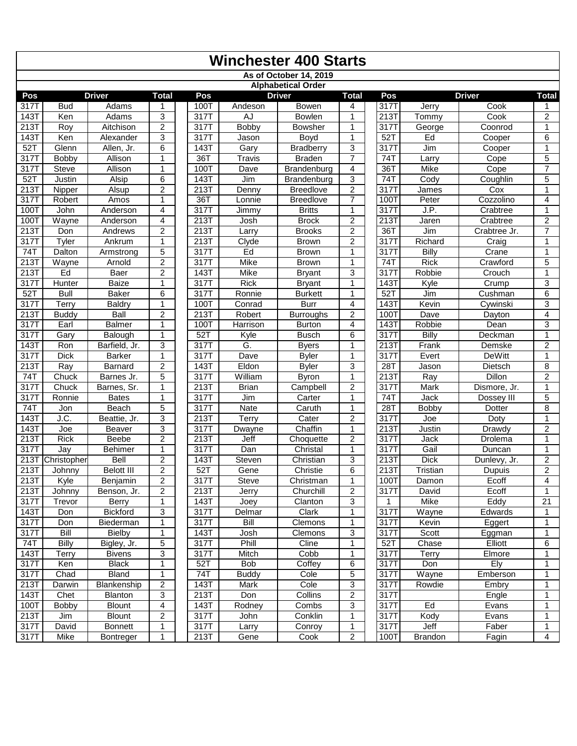# Winchester 400 Starts

**As of October 14, 2019**

**Alphabetical Order**

| Pos | Driver | | Total | | Pos | Driver | | Total | | Pos | Driver | | Total |
|---|---|---|---|---|---|---|---|---|---|---|---|---|---|
| 317T | Bud | Adams | 1 | | 100T | Andeson | Bowen | 4 | | 317T | Jerry | Cook | 1 |
| 143T | Ken | Adams | 3 | | 317T | AJ | Bowlen | 1 | | 213T | Tommy | Cook | 2 |
| 213T | Roy | Aitchison | 2 | | 317T | Bobby | Bowsher | 1 | | 317T | George | Coonrod | 1 |
| 143T | Ken | Alexander | 3 | | 317T | Jason | Boyd | 1 | | 52T | Ed | Cooper | 6 |
| 52T | Glenn | Allen, Jr. | 6 | | 143T | Gary | Bradberry | 3 | | 317T | Jim | Cooper | 1 |
| 317T | Bobby | Allison | 1 | | 36T | Travis | Braden | 7 | | 74T | Larry | Cope | 5 |
| 317T | Steve | Allison | 1 | | 100T | Dave | Brandenburg | 4 | | 36T | Mike | Cope | 7 |
| 52T | Justin | Alsip | 6 | | 143T | Jim | Brandenburg | 3 | | 74T | Cody | Coughlin | 5 |
| 213T | Nipper | Alsup | 2 | | 213T | Denny | Breedlove | 2 | | 317T | James | Cox | 1 |
| 317T | Robert | Amos | 1 | | 36T | Lonnie | Breedlove | 7 | | 100T | Peter | Cozzolino | 4 |
| 100T | John | Anderson | 4 | | 317T | Jimmy | Britts | 1 | | 317T | J.P. | Crabtree | 1 |
| 100T | Wayne | Anderson | 4 | | 213T | Josh | Brock | 2 | | 213T | Jaren | Crabtree | 2 |
| 213T | Don | Andrews | 2 | | 213T | Larry | Brooks | 2 | | 36T | Jim | Crabtree Jr. | 7 |
| 317T | Tyler | Ankrum | 1 | | 213T | Clyde | Brown | 2 | | 317T | Richard | Craig | 1 |
| 74T | Dalton | Armstrong | 5 | | 317T | Ed | Brown | 1 | | 317T | Billy | Crane | 1 |
| 213T | Wayne | Arnold | 2 | | 317T | Mike | Brown | 1 | | 74T | Rick | Crawford | 5 |
| 213T | Ed | Baer | 2 | | 143T | Mike | Bryant | 3 | | 317T | Robbie | Crouch | 1 |
| 317T | Hunter | Baize | 1 | | 317T | Rick | Bryant | 1 | | 143T | Kyle | Crump | 3 |
| 52T | Bull | Baker | 6 | | 317T | Ronnie | Burkett | 1 | | 52T | Jim | Cushman | 6 |
| 317T | Terry | Baldry | 1 | | 100T | Conrad | Burr | 4 | | 143T | Kevin | Cywinski | 3 |
| 213T | Buddy | Ball | 2 | | 213T | Robert | Burroughs | 2 | | 100T | Dave | Dayton | 4 |
| 317T | Earl | Balmer | 1 | | 100T | Harrison | Burton | 4 | | 143T | Robbie | Dean | 3 |
| 317T | Gary | Balough | 1 | | 52T | Kyle | Busch | 6 | | 317T | Billy | Deckman | 1 |
| 143T | Ron | Barfield, Jr. | 3 | | 317T | G. | Byers | 1 | | 213T | Frank | Demske | 2 |
| 317T | Dick | Barker | 1 | | 317T | Dave | Byler | 1 | | 317T | Evert | DeWitt | 1 |
| 213T | Ray | Barnard | 2 | | 143T | Eldon | Byler | 3 | | 28T | Jason | Dietsch | 8 |
| 74T | Chuck | Barnes Jr. | 5 | | 317T | William | Byron | 1 | | 213T | Ray | Dillon | 2 |
| 317T | Chuck | Barnes, Sr. | 1 | | 213T | Brian | Campbell | 2 | | 317T | Mark | Dismore, Jr. | 1 |
| 317T | Ronnie | Bates | 1 | | 317T | Jim | Carter | 1 | | 74T | Jack | Dossey III | 5 |
| 74T | Jon | Beach | 5 | | 317T | Nate | Caruth | 1 | | 28T | Bobby | Dotter | 8 |
| 143T | J.C. | Beattie, Jr. | 3 | | 213T | Terry | Cater | 2 | | 317T | Joe | Doty | 1 |
| 143T | Joe | Beaver | 3 | | 317T | Dwayne | Chaffin | 1 | | 213T | Justin | Drawdy | 2 |
| 213T | Rick | Beebe | 2 | | 213T | Jeff | Choquette | 2 | | 317T | Jack | Drolema | 1 |
| 317T | Jay | Behimer | 1 | | 317T | Dan | Christal | 1 | | 317T | Gail | Duncan | 1 |
| 213T | Christopher | Bell | 2 | | 143T | Steven | Christian | 3 | | 213T | Dick | Dunlevy, Jr. | 2 |
| 213T | Johnny | Belott III | 2 | | 52T | Gene | Christie | 6 | | 213T | Tristian | Dupuis | 2 |
| 213T | Kyle | Benjamin | 2 | | 317T | Steve | Christman | 1 | | 100T | Damon | Ecoff | 4 |
| 213T | Johnny | Benson, Jr. | 2 | | 213T | Jerry | Churchill | 2 | | 317T | David | Ecoff | 1 |
| 317T | Trevor | Berry | 1 | | 143T | Joey | Clanton | 3 | | 1 | Mike | Eddy | 21 |
| 143T | Don | Bickford | 3 | | 317T | Delmar | Clark | 1 | | 317T | Wayne | Edwards | 1 |
| 317T | Don | Biederman | 1 | | 317T | Bill | Clemons | 1 | | 317T | Kevin | Eggert | 1 |
| 317T | Bill | Bielby | 1 | | 143T | Josh | Clemons | 3 | | 317T | Scott | Eggman | 1 |
| 74T | Billy | Bigley, Jr. | 5 | | 317T | Phill | Cline | 1 | | 52T | Chase | Elliott | 6 |
| 143T | Terry | Bivens | 3 | | 317T | Mitch | Cobb | 1 | | 317T | Terry | Elmore | 1 |
| 317T | Ken | Black | 1 | | 52T | Bob | Coffey | 6 | | 317T | Don | Ely | 1 |
| 317T | Chad | Bland | 1 | | 74T | Buddy | Cole | 5 | | 317T | Wayne | Emberson | 1 |
| 213T | Darwin | Blankenship | 2 | | 143T | Mark | Cole | 3 | | 317T | Rowdie | Embry | 1 |
| 143T | Chet | Blanton | 3 | | 213T | Don | Collins | 2 | | 317T | | Engle | 1 |
| 100T | Bobby | Blount | 4 | | 143T | Rodney | Combs | 3 | | 317T | Ed | Evans | 1 |
| 213T | Jim | Blount | 2 | | 317T | John | Conklin | 1 | | 317T | Kody | Evans | 1 |
| 317T | David | Bonnett | 1 | | 317T | Larry | Conroy | 1 | | 317T | Jeff | Faber | 1 |
| 317T | Mike | Bontreger | 1 | | 213T | Gene | Cook | 2 | | 100T | Brandon | Fagin | 4 |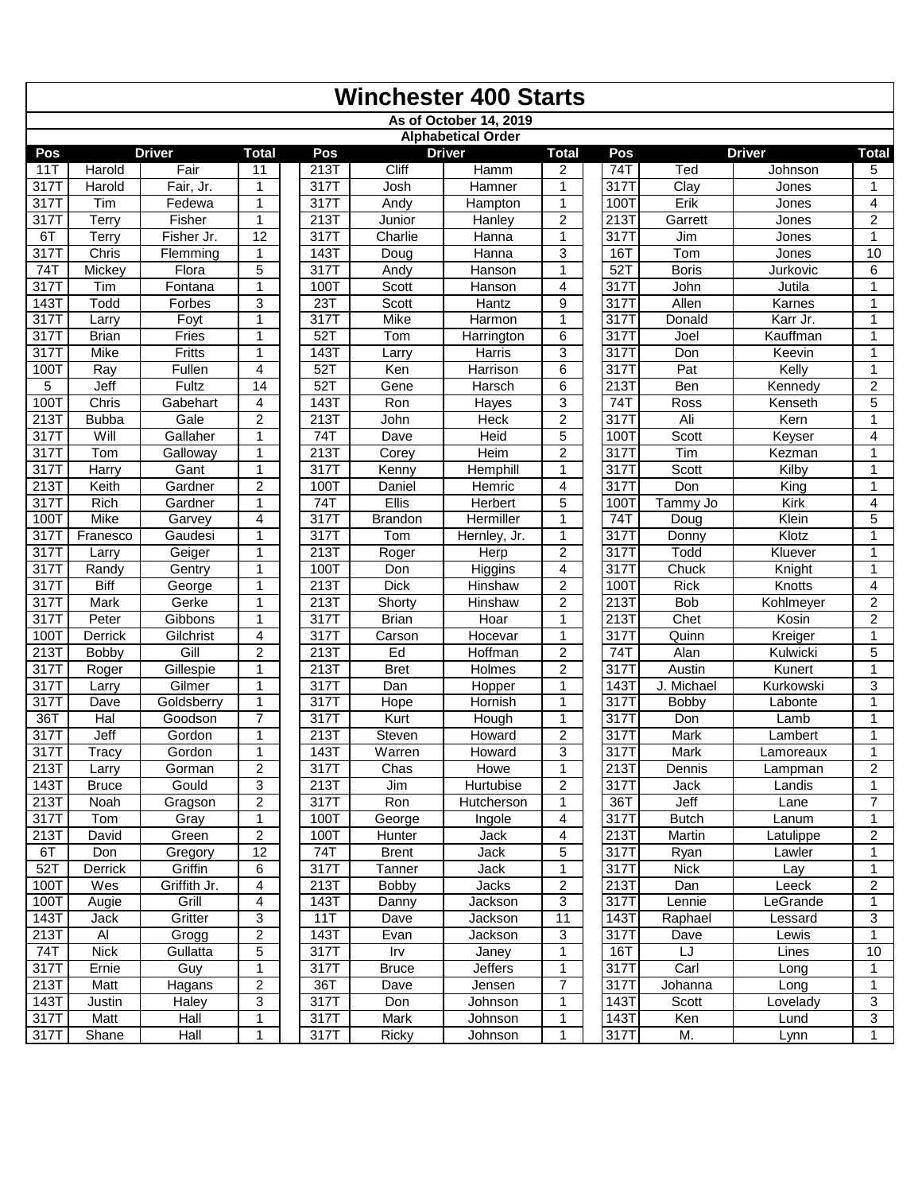# Winchester 400 Starts

**As of October 14, 2019**

**Alphabetical Order**

| Pos | Driver | | Total | | Pos | Driver | | Total | | Pos | Driver | | Total |
|---|---|---|---|---|---|---|---|---|---|---|---|---|---|
| 11T | Harold | Fair | 11 | | 213T | Cliff | Hamm | 2 | | 74T | Ted | Johnson | 5 |
| 317T | Harold | Fair, Jr. | 1 | | 317T | Josh | Hamner | 1 | | 317T | Clay | Jones | 1 |
| 317T | Tim | Fedewa | 1 | | 317T | Andy | Hampton | 1 | | 100T | Erik | Jones | 4 |
| 317T | Terry | Fisher | 1 | | 213T | Junior | Hanley | 2 | | 213T | Garrett | Jones | 2 |
| 6T | Terry | Fisher Jr. | 12 | | 317T | Charlie | Hanna | 1 | | 317T | Jim | Jones | 1 |
| 317T | Chris | Flemming | 1 | | 143T | Doug | Hanna | 3 | | 16T | Tom | Jones | 10 |
| 74T | Mickey | Flora | 5 | | 317T | Andy | Hanson | 1 | | 52T | Boris | Jurkovic | 6 |
| 317T | Tim | Fontana | 1 | | 100T | Scott | Hanson | 4 | | 317T | John | Jutila | 1 |
| 143T | Todd | Forbes | 3 | | 23T | Scott | Hantz | 9 | | 317T | Allen | Karnes | 1 |
| 317T | Larry | Foyt | 1 | | 317T | Mike | Harmon | 1 | | 317T | Donald | Karr Jr. | 1 |
| 317T | Brian | Fries | 1 | | 52T | Tom | Harrington | 6 | | 317T | Joel | Kauffman | 1 |
| 317T | Mike | Fritts | 1 | | 143T | Larry | Harris | 3 | | 317T | Don | Keevin | 1 |
| 100T | Ray | Fullen | 4 | | 52T | Ken | Harrison | 6 | | 317T | Pat | Kelly | 1 |
| 5 | Jeff | Fultz | 14 | | 52T | Gene | Harsch | 6 | | 213T | Ben | Kennedy | 2 |
| 100T | Chris | Gabehart | 4 | | 143T | Ron | Hayes | 3 | | 74T | Ross | Kenseth | 5 |
| 213T | Bubba | Gale | 2 | | 213T | John | Heck | 2 | | 317T | Ali | Kern | 1 |
| 317T | Will | Gallaher | 1 | | 74T | Dave | Heid | 5 | | 100T | Scott | Keyser | 4 |
| 317T | Tom | Galloway | 1 | | 213T | Corey | Heim | 2 | | 317T | Tim | Kezman | 1 |
| 317T | Harry | Gant | 1 | | 317T | Kenny | Hemphill | 1 | | 317T | Scott | Kilby | 1 |
| 213T | Keith | Gardner | 2 | | 100T | Daniel | Hemric | 4 | | 317T | Don | King | 1 |
| 317T | Rich | Gardner | 1 | | 74T | Ellis | Herbert | 5 | | 100T | Tammy Jo | Kirk | 4 |
| 100T | Mike | Garvey | 4 | | 317T | Brandon | Hermiller | 1 | | 74T | Doug | Klein | 5 |
| 317T | Franesco | Gaudesi | 1 | | 317T | Tom | Hernley, Jr. | 1 | | 317T | Donny | Klotz | 1 |
| 317T | Larry | Geiger | 1 | | 213T | Roger | Herp | 2 | | 317T | Todd | Kluever | 1 |
| 317T | Randy | Gentry | 1 | | 100T | Don | Higgins | 4 | | 317T | Chuck | Knight | 1 |
| 317T | Biff | George | 1 | | 213T | Dick | Hinshaw | 2 | | 100T | Rick | Knotts | 4 |
| 317T | Mark | Gerke | 1 | | 213T | Shorty | Hinshaw | 2 | | 213T | Bob | Kohlmeyer | 2 |
| 317T | Peter | Gibbons | 1 | | 317T | Brian | Hoar | 1 | | 213T | Chet | Kosin | 2 |
| 100T | Derrick | Gilchrist | 4 | | 317T | Carson | Hocevar | 1 | | 317T | Quinn | Kreiger | 1 |
| 213T | Bobby | Gill | 2 | | 213T | Ed | Hoffman | 2 | | 74T | Alan | Kulwicki | 5 |
| 317T | Roger | Gillespie | 1 | | 213T | Bret | Holmes | 2 | | 317T | Austin | Kunert | 1 |
| 317T | Larry | Gilmer | 1 | | 317T | Dan | Hopper | 1 | | 143T | J. Michael | Kurkowski | 3 |
| 317T | Dave | Goldsberry | 1 | | 317T | Hope | Hornish | 1 | | 317T | Bobby | Labonte | 1 |
| 36T | Hal | Goodson | 7 | | 317T | Kurt | Hough | 1 | | 317T | Don | Lamb | 1 |
| 317T | Jeff | Gordon | 1 | | 213T | Steven | Howard | 2 | | 317T | Mark | Lambert | 1 |
| 317T | Tracy | Gordon | 1 | | 143T | Warren | Howard | 3 | | 317T | Mark | Lamoreaux | 1 |
| 213T | Larry | Gorman | 2 | | 317T | Chas | Howe | 1 | | 213T | Dennis | Lampman | 2 |
| 143T | Bruce | Gould | 3 | | 213T | Jim | Hurtubise | 2 | | 317T | Jack | Landis | 1 |
| 213T | Noah | Gragson | 2 | | 317T | Ron | Hutcherson | 1 | | 36T | Jeff | Lane | 7 |
| 317T | Tom | Gray | 1 | | 100T | George | Ingole | 4 | | 317T | Butch | Lanum | 1 |
| 213T | David | Green | 2 | | 100T | Hunter | Jack | 4 | | 213T | Martin | Latulippe | 2 |
| 6T | Don | Gregory | 12 | | 74T | Brent | Jack | 5 | | 317T | Ryan | Lawler | 1 |
| 52T | Derrick | Griffin | 6 | | 317T | Tanner | Jack | 1 | | 317T | Nick | Lay | 1 |
| 100T | Wes | Griffith Jr. | 4 | | 213T | Bobby | Jacks | 2 | | 213T | Dan | Leeck | 2 |
| 100T | Augie | Grill | 4 | | 143T | Danny | Jackson | 3 | | 317T | Lennie | LeGrande | 1 |
| 143T | Jack | Gritter | 3 | | 11T | Dave | Jackson | 11 | | 143T | Raphael | Lessard | 3 |
| 213T | Al | Grogg | 2 | | 143T | Evan | Jackson | 3 | | 317T | Dave | Lewis | 1 |
| 74T | Nick | Gullatta | 5 | | 317T | Irv | Janey | 1 | | 16T | LJ | Lines | 10 |
| 317T | Ernie | Guy | 1 | | 317T | Bruce | Jeffers | 1 | | 317T | Carl | Long | 1 |
| 213T | Matt | Hagans | 2 | | 36T | Dave | Jensen | 7 | | 317T | Johanna | Long | 1 |
| 143T | Justin | Haley | 3 | | 317T | Don | Johnson | 1 | | 143T | Scott | Lovelady | 3 |
| 317T | Matt | Hall | 1 | | 317T | Mark | Johnson | 1 | | 143T | Ken | Lund | 3 |
| 317T | Shane | Hall | 1 | | 317T | Ricky | Johnson | 1 | | 317T | M. | Lynn | 1 |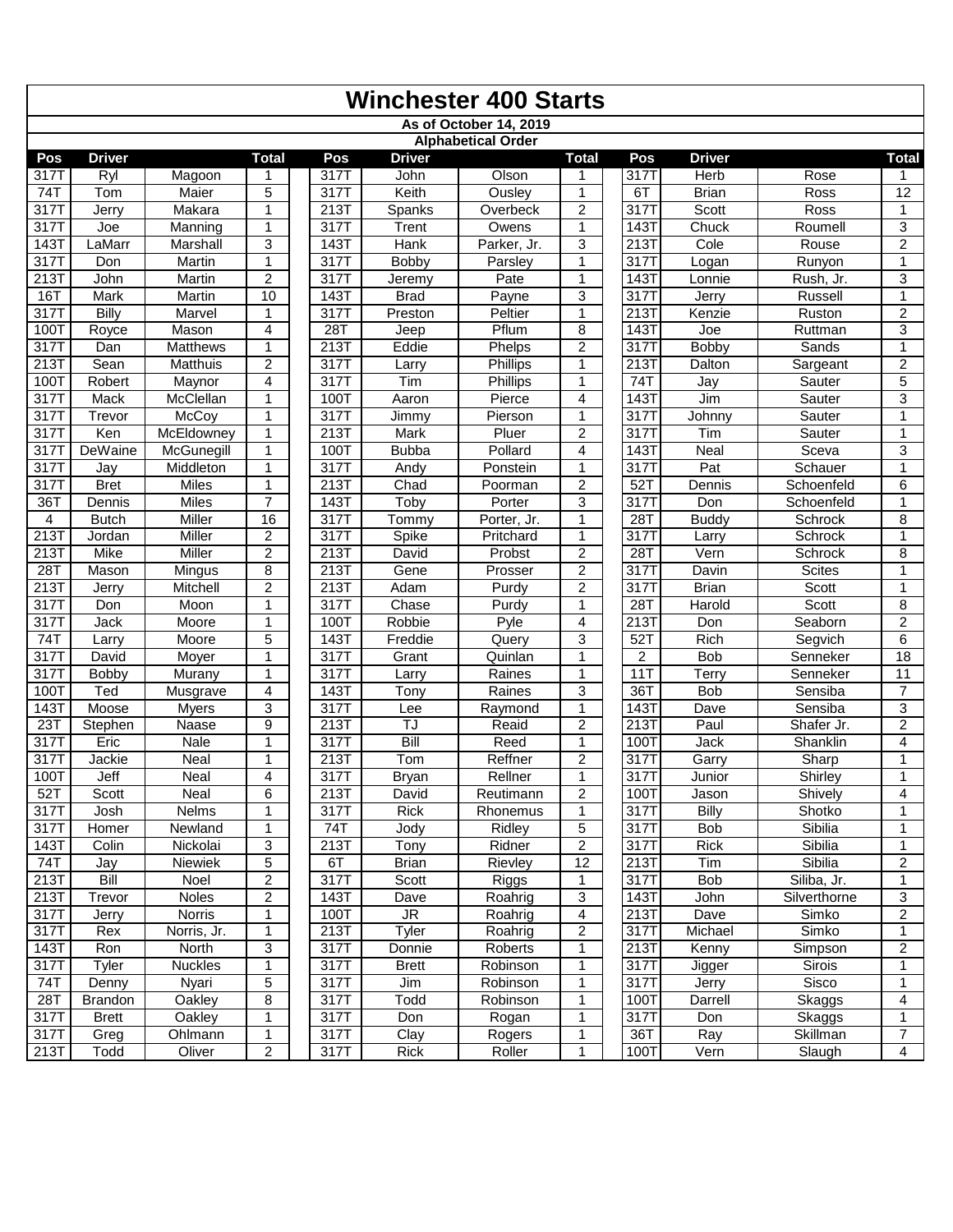# Winchester 400 Starts

**As of October 14, 2019**

**Alphabetical Order**

| Pos | Driver | | Total | | Pos | Driver | | Total | | Pos | Driver | | Total |
|---|---|---|---|---|---|---|---|---|---|---|---|---|---|
| 317T | Ryl | Magoon | 1 | | 317T | John | Olson | 1 | | 317T | Herb | Rose | 1 |
| 74T | Tom | Maier | 5 | | 317T | Keith | Ousley | 1 | | 6T | Brian | Ross | 12 |
| 317T | Jerry | Makara | 1 | | 213T | Spanks | Overbeck | 2 | | 317T | Scott | Ross | 1 |
| 317T | Joe | Manning | 1 | | 317T | Trent | Owens | 1 | | 143T | Chuck | Roumell | 3 |
| 143T | LaMarr | Marshall | 3 | | 143T | Hank | Parker, Jr. | 3 | | 213T | Cole | Rouse | 2 |
| 317T | Don | Martin | 1 | | 317T | Bobby | Parsley | 1 | | 317T | Logan | Runyon | 1 |
| 213T | John | Martin | 2 | | 317T | Jeremy | Pate | 1 | | 143T | Lonnie | Rush, Jr. | 3 |
| 16T | Mark | Martin | 10 | | 143T | Brad | Payne | 3 | | 317T | Jerry | Russell | 1 |
| 317T | Billy | Marvel | 1 | | 317T | Preston | Peltier | 1 | | 213T | Kenzie | Ruston | 2 |
| 100T | Royce | Mason | 4 | | 28T | Jeep | Pflum | 8 | | 143T | Joe | Ruttman | 3 |
| 317T | Dan | Matthews | 1 | | 213T | Eddie | Phelps | 2 | | 317T | Bobby | Sands | 1 |
| 213T | Sean | Matthuis | 2 | | 317T | Larry | Phillips | 1 | | 213T | Dalton | Sargeant | 2 |
| 100T | Robert | Maynor | 4 | | 317T | Tim | Phillips | 1 | | 74T | Jay | Sauter | 5 |
| 317T | Mack | McClellan | 1 | | 100T | Aaron | Pierce | 4 | | 143T | Jim | Sauter | 3 |
| 317T | Trevor | McCoy | 1 | | 317T | Jimmy | Pierson | 1 | | 317T | Johnny | Sauter | 1 |
| 317T | Ken | McEldowney | 1 | | 213T | Mark | Pluer | 2 | | 317T | Tim | Sauter | 1 |
| 317T | DeWaine | McGunegill | 1 | | 100T | Bubba | Pollard | 4 | | 143T | Neal | Sceva | 3 |
| 317T | Jay | Middleton | 1 | | 317T | Andy | Ponstein | 1 | | 317T | Pat | Schauer | 1 |
| 317T | Bret | Miles | 1 | | 213T | Chad | Poorman | 2 | | 52T | Dennis | Schoenfeld | 6 |
| 36T | Dennis | Miles | 7 | | 143T | Toby | Porter | 3 | | 317T | Don | Schoenfeld | 1 |
| 4 | Butch | Miller | 16 | | 317T | Tommy | Porter, Jr. | 1 | | 28T | Buddy | Schrock | 8 |
| 213T | Jordan | Miller | 2 | | 317T | Spike | Pritchard | 1 | | 317T | Larry | Schrock | 1 |
| 213T | Mike | Miller | 2 | | 213T | David | Probst | 2 | | 28T | Vern | Schrock | 8 |
| 28T | Mason | Mingus | 8 | | 213T | Gene | Prosser | 2 | | 317T | Davin | Scites | 1 |
| 213T | Jerry | Mitchell | 2 | | 213T | Adam | Purdy | 2 | | 317T | Brian | Scott | 1 |
| 317T | Don | Moon | 1 | | 317T | Chase | Purdy | 1 | | 28T | Harold | Scott | 8 |
| 317T | Jack | Moore | 1 | | 100T | Robbie | Pyle | 4 | | 213T | Don | Seaborn | 2 |
| 74T | Larry | Moore | 5 | | 143T | Freddie | Query | 3 | | 52T | Rich | Segvich | 6 |
| 317T | David | Moyer | 1 | | 317T | Grant | Quinlan | 1 | | 2 | Bob | Senneker | 18 |
| 317T | Bobby | Murany | 1 | | 317T | Larry | Raines | 1 | | 11T | Terry | Senneker | 11 |
| 100T | Ted | Musgrave | 4 | | 143T | Tony | Raines | 3 | | 36T | Bob | Sensiba | 7 |
| 143T | Moose | Myers | 3 | | 317T | Lee | Raymond | 1 | | 143T | Dave | Sensiba | 3 |
| 23T | Stephen | Naase | 9 | | 213T | TJ | Reaid | 2 | | 213T | Paul | Shafer Jr. | 2 |
| 317T | Eric | Nale | 1 | | 317T | Bill | Reed | 1 | | 100T | Jack | Shanklin | 4 |
| 317T | Jackie | Neal | 1 | | 213T | Tom | Reffner | 2 | | 317T | Garry | Sharp | 1 |
| 100T | Jeff | Neal | 4 | | 317T | Bryan | Rellner | 1 | | 317T | Junior | Shirley | 1 |
| 52T | Scott | Neal | 6 | | 213T | David | Reutimann | 2 | | 100T | Jason | Shively | 4 |
| 317T | Josh | Nelms | 1 | | 317T | Rick | Rhonemus | 1 | | 317T | Billy | Shotko | 1 |
| 317T | Homer | Newland | 1 | | 74T | Jody | Ridley | 5 | | 317T | Bob | Sibilia | 1 |
| 143T | Colin | Nickolai | 3 | | 213T | Tony | Ridner | 2 | | 317T | Rick | Sibilia | 1 |
| 74T | Jay | Niewiek | 5 | | 6T | Brian | Rievley | 12 | | 213T | Tim | Sibilia | 2 |
| 213T | Bill | Noel | 2 | | 317T | Scott | Riggs | 1 | | 317T | Bob | Siliba, Jr. | 1 |
| 213T | Trevor | Noles | 2 | | 143T | Dave | Roahrig | 3 | | 143T | John | Silverthorne | 3 |
| 317T | Jerry | Norris | 1 | | 100T | JR | Roahrig | 4 | | 213T | Dave | Simko | 2 |
| 317T | Rex | Norris, Jr. | 1 | | 213T | Tyler | Roahrig | 2 | | 317T | Michael | Simko | 1 |
| 143T | Ron | North | 3 | | 317T | Donnie | Roberts | 1 | | 213T | Kenny | Simpson | 2 |
| 317T | Tyler | Nuckles | 1 | | 317T | Brett | Robinson | 1 | | 317T | Jigger | Sirois | 1 |
| 74T | Denny | Nyari | 5 | | 317T | Jim | Robinson | 1 | | 317T | Jerry | Sisco | 1 |
| 28T | Brandon | Oakley | 8 | | 317T | Todd | Robinson | 1 | | 100T | Darrell | Skaggs | 4 |
| 317T | Brett | Oakley | 1 | | 317T | Don | Rogan | 1 | | 317T | Don | Skaggs | 1 |
| 317T | Greg | Ohlmann | 1 | | 317T | Clay | Rogers | 1 | | 36T | Ray | Skillman | 7 |
| 213T | Todd | Oliver | 2 | | 317T | Rick | Roller | 1 | | 100T | Vern | Slaugh | 4 |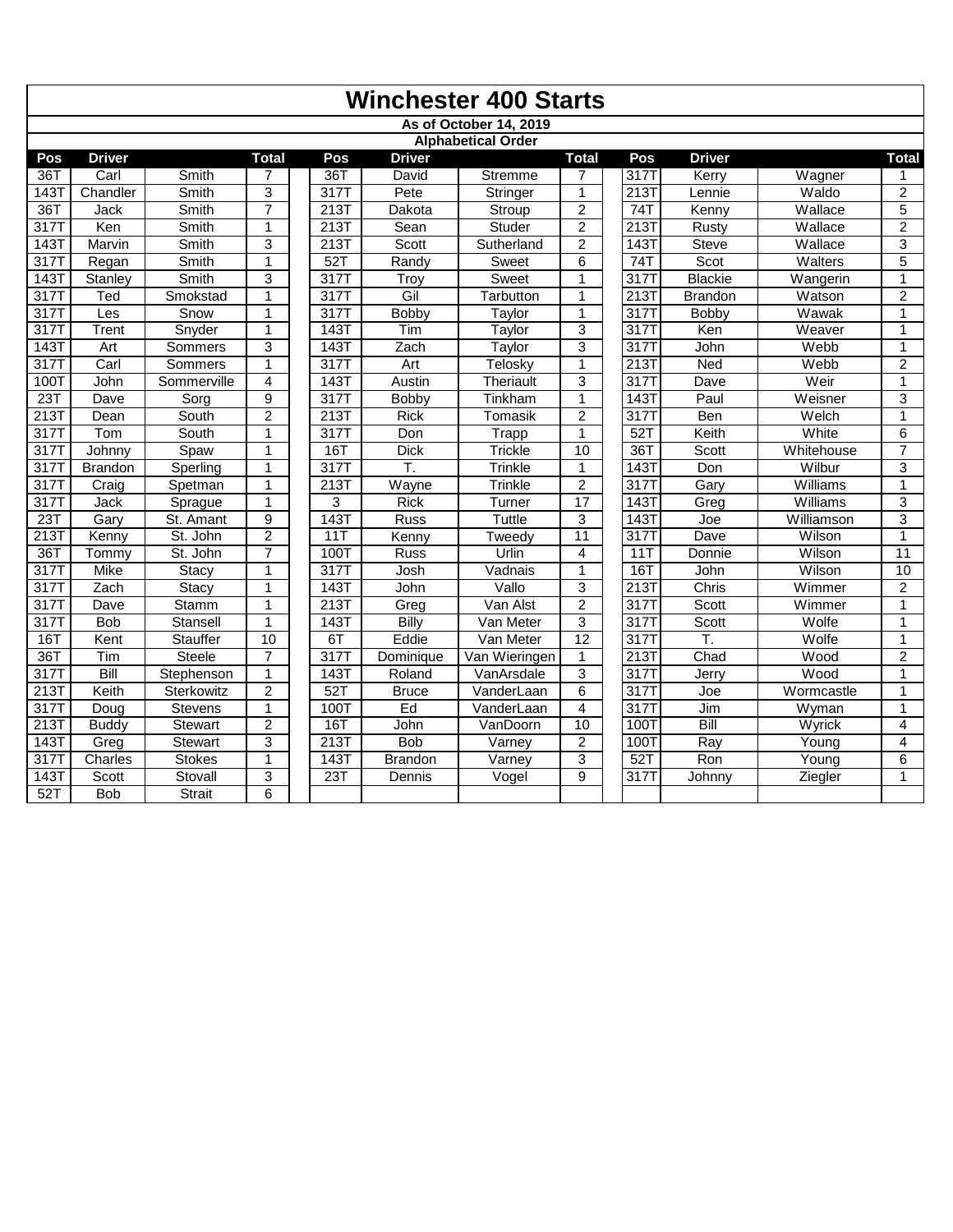# Winchester 400 Starts

**As of October 14, 2019**

**Alphabetical Order**

| Pos | Driver | | Total | | Pos | Driver | | Total | | Pos | Driver | | Total |
|---|---|---|---|---|---|---|---|---|---|---|---|---|---|
| 36T | Carl | Smith | 7 | | 36T | David | Stremme | 7 | | 317T | Kerry | Wagner | 1 |
| 143T | Chandler | Smith | 3 | | 317T | Pete | Stringer | 1 | | 213T | Lennie | Waldo | 2 |
| 36T | Jack | Smith | 7 | | 213T | Dakota | Stroup | 2 | | 74T | Kenny | Wallace | 5 |
| 317T | Ken | Smith | 1 | | 213T | Sean | Studer | 2 | | 213T | Rusty | Wallace | 2 |
| 143T | Marvin | Smith | 3 | | 213T | Scott | Sutherland | 2 | | 143T | Steve | Wallace | 3 |
| 317T | Regan | Smith | 1 | | 52T | Randy | Sweet | 6 | | 74T | Scot | Walters | 5 |
| 143T | Stanley | Smith | 3 | | 317T | Troy | Sweet | 1 | | 317T | Blackie | Wangerin | 1 |
| 317T | Ted | Smokstad | 1 | | 317T | Gil | Tarbutton | 1 | | 213T | Brandon | Watson | 2 |
| 317T | Les | Snow | 1 | | 317T | Bobby | Taylor | 1 | | 317T | Bobby | Wawak | 1 |
| 317T | Trent | Snyder | 1 | | 143T | Tim | Taylor | 3 | | 317T | Ken | Weaver | 1 |
| 143T | Art | Sommers | 3 | | 143T | Zach | Taylor | 3 | | 317T | John | Webb | 1 |
| 317T | Carl | Sommers | 1 | | 317T | Art | Telosky | 1 | | 213T | Ned | Webb | 2 |
| 100T | John | Sommerville | 4 | | 143T | Austin | Theriault | 3 | | 317T | Dave | Weir | 1 |
| 23T | Dave | Sorg | 9 | | 317T | Bobby | Tinkham | 1 | | 143T | Paul | Weisner | 3 |
| 213T | Dean | South | 2 | | 213T | Rick | Tomasik | 2 | | 317T | Ben | Welch | 1 |
| 317T | Tom | South | 1 | | 317T | Don | Trapp | 1 | | 52T | Keith | White | 6 |
| 317T | Johnny | Spaw | 1 | | 16T | Dick | Trickle | 10 | | 36T | Scott | Whitehouse | 7 |
| 317T | Brandon | Sperling | 1 | | 317T | T. | Trinkle | 1 | | 143T | Don | Wilbur | 3 |
| 317T | Craig | Spetman | 1 | | 213T | Wayne | Trinkle | 2 | | 317T | Gary | Williams | 1 |
| 317T | Jack | Sprague | 1 | | 3 | Rick | Turner | 17 | | 143T | Greg | Williams | 3 |
| 23T | Gary | St. Amant | 9 | | 143T | Russ | Tuttle | 3 | | 143T | Joe | Williamson | 3 |
| 213T | Kenny | St. John | 2 | | 11T | Kenny | Tweedy | 11 | | 317T | Dave | Wilson | 1 |
| 36T | Tommy | St. John | 7 | | 100T | Russ | Urlin | 4 | | 11T | Donnie | Wilson | 11 |
| 317T | Mike | Stacy | 1 | | 317T | Josh | Vadnais | 1 | | 16T | John | Wilson | 10 |
| 317T | Zach | Stacy | 1 | | 143T | John | Vallo | 3 | | 213T | Chris | Wimmer | 2 |
| 317T | Dave | Stamm | 1 | | 213T | Greg | Van Alst | 2 | | 317T | Scott | Wimmer | 1 |
| 317T | Bob | Stansell | 1 | | 143T | Billy | Van Meter | 3 | | 317T | Scott | Wolfe | 1 |
| 16T | Kent | Stauffer | 10 | | 6T | Eddie | Van Meter | 12 | | 317T | T. | Wolfe | 1 |
| 36T | Tim | Steele | 7 | | 317T | Dominique | Van Wieringen | 1 | | 213T | Chad | Wood | 2 |
| 317T | Bill | Stephenson | 1 | | 143T | Roland | VanArsdale | 3 | | 317T | Jerry | Wood | 1 |
| 213T | Keith | Sterkowitz | 2 | | 52T | Bruce | VanderLaan | 6 | | 317T | Joe | Wormcastle | 1 |
| 317T | Doug | Stevens | 1 | | 100T | Ed | VanderLaan | 4 | | 317T | Jim | Wyman | 1 |
| 213T | Buddy | Stewart | 2 | | 16T | John | VanDoorn | 10 | | 100T | Bill | Wyrick | 4 |
| 143T | Greg | Stewart | 3 | | 213T | Bob | Varney | 2 | | 100T | Ray | Young | 4 |
| 317T | Charles | Stokes | 1 | | 143T | Brandon | Varney | 3 | | 52T | Ron | Young | 6 |
| 143T | Scott | Stovall | 3 | | 23T | Dennis | Vogel | 9 | | 317T | Johnny | Ziegler | 1 |
| 52T | Bob | Strait | 6 | | | | | | | | | | |